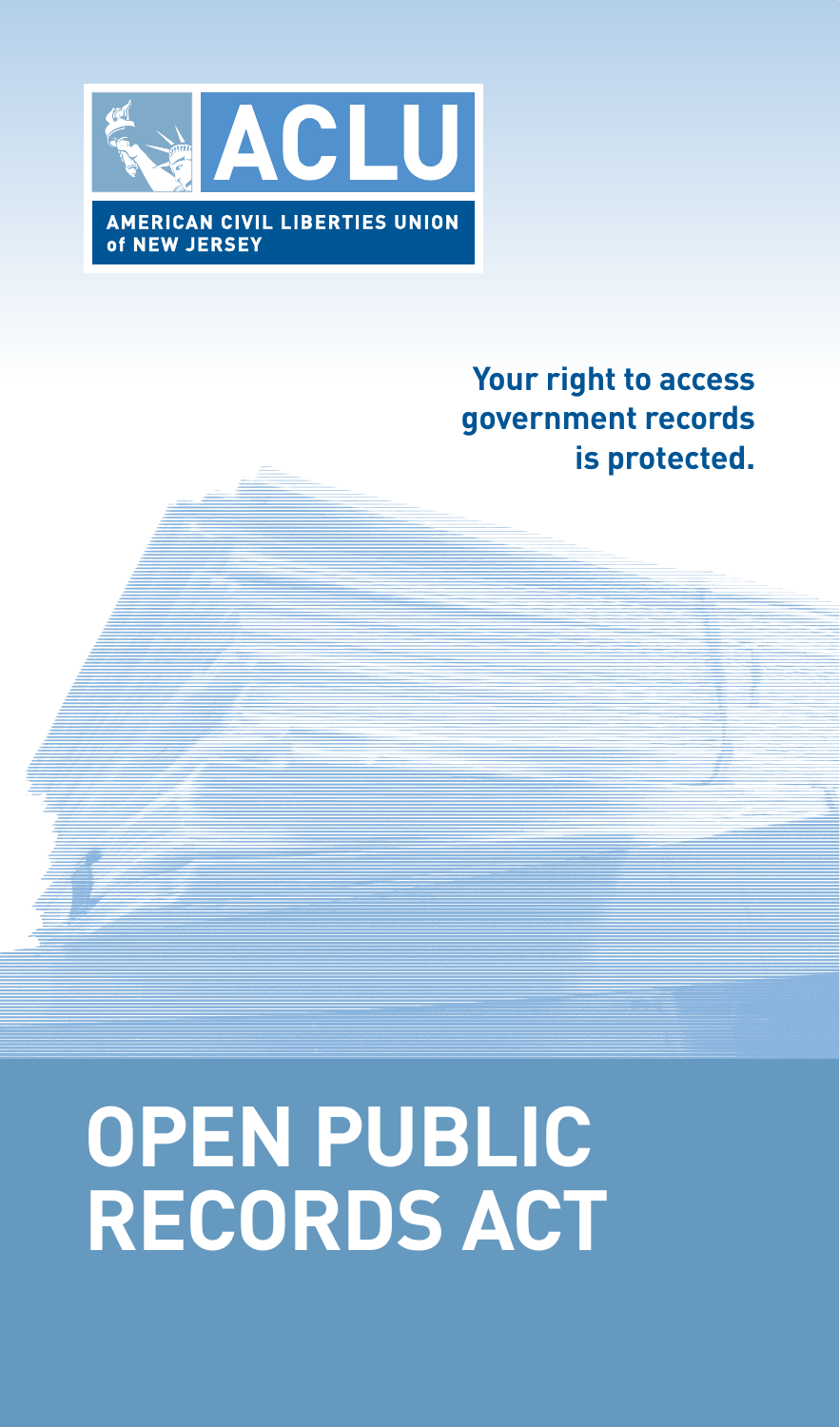**ACLU**

**AMERICAN CIVIL LIBERTIES UNION of NEW JERSEY**

**Your right to access government records is protected.**

# OPEN PUBLIC RECORDS ACT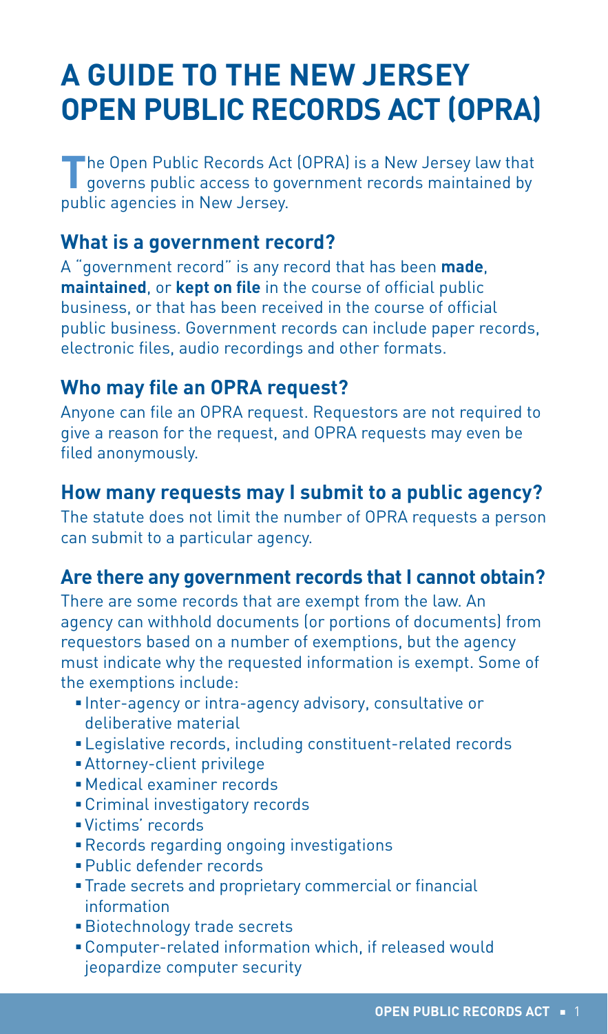# A GUIDE TO THE NEW JERSEY OPEN PUBLIC RECORDS ACT (OPRA)

The Open Public Records Act (OPRA) is a New Jersey law that governs public access to government records maintained by public agencies in New Jersey.

## What is a government record?

A "government record" is any record that has been **made**, **maintained**, or **kept on file** in the course of official public business, or that has been received in the course of official public business. Government records can include paper records, electronic files, audio recordings and other formats.

## Who may file an OPRA request?

Anyone can file an OPRA request. Requestors are not required to give a reason for the request, and OPRA requests may even be filed anonymously.

## How many requests may I submit to a public agency?

The statute does not limit the number of OPRA requests a person can submit to a particular agency.

## Are there any government records that I cannot obtain?

There are some records that are exempt from the law. An agency can withhold documents (or portions of documents) from requestors based on a number of exemptions, but the agency must indicate why the requested information is exempt. Some of the exemptions include:

- Inter-agency or intra-agency advisory, consultative or deliberative material
- Legislative records, including constituent-related records
- Attorney-client privilege
- Medical examiner records
- Criminal investigatory records
- Victims' records
- Records regarding ongoing investigations
- Public defender records
- Trade secrets and proprietary commercial or financial information
- Biotechnology trade secrets
- Computer-related information which, if released would jeopardize computer security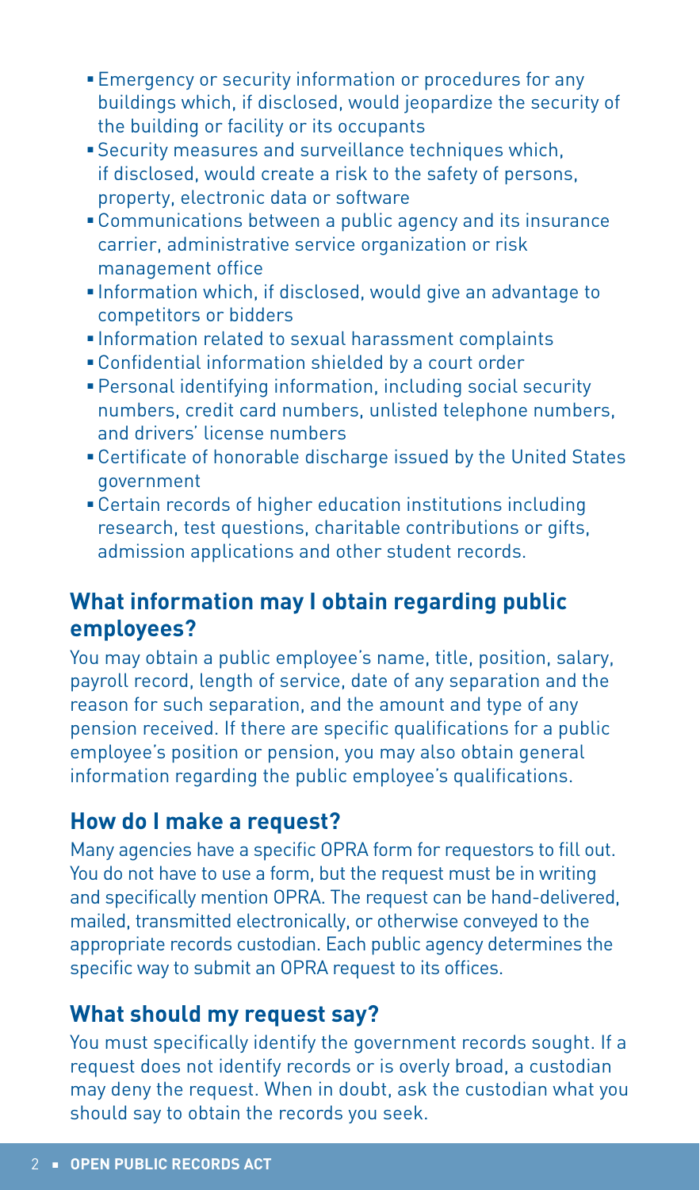- Emergency or security information or procedures for any buildings which, if disclosed, would jeopardize the security of the building or facility or its occupants
- Security measures and surveillance techniques which, if disclosed, would create a risk to the safety of persons, property, electronic data or software
- Communications between a public agency and its insurance carrier, administrative service organization or risk management office
- Information which, if disclosed, would give an advantage to competitors or bidders
- Information related to sexual harassment complaints
- Confidential information shielded by a court order
- Personal identifying information, including social security numbers, credit card numbers, unlisted telephone numbers, and drivers' license numbers
- Certificate of honorable discharge issued by the United States government
- Certain records of higher education institutions including research, test questions, charitable contributions or gifts, admission applications and other student records.

## What information may I obtain regarding public employees?

You may obtain a public employee's name, title, position, salary, payroll record, length of service, date of any separation and the reason for such separation, and the amount and type of any pension received. If there are specific qualifications for a public employee's position or pension, you may also obtain general information regarding the public employee's qualifications.

## How do I make a request?

Many agencies have a specific OPRA form for requestors to fill out. You do not have to use a form, but the request must be in writing and specifically mention OPRA. The request can be hand-delivered, mailed, transmitted electronically, or otherwise conveyed to the appropriate records custodian. Each public agency determines the specific way to submit an OPRA request to its offices.

## What should my request say?

You must specifically identify the government records sought. If a request does not identify records or is overly broad, a custodian may deny the request. When in doubt, ask the custodian what you should say to obtain the records you seek.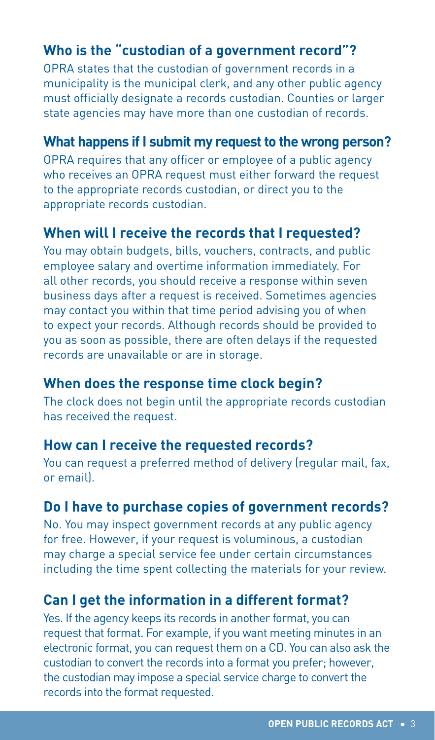### Who is the "custodian of a government record"?

OPRA states that the custodian of government records in a municipality is the municipal clerk, and any other public agency must officially designate a records custodian. Counties or larger state agencies may have more than one custodian of records.

### What happens if I submit my request to the wrong person?

OPRA requires that any officer or employee of a public agency who receives an OPRA request must either forward the request to the appropriate records custodian, or direct you to the appropriate records custodian.

### When will I receive the records that I requested?

You may obtain budgets, bills, vouchers, contracts, and public employee salary and overtime information immediately. For all other records, you should receive a response within seven business days after a request is received. Sometimes agencies may contact you within that time period advising you of when to expect your records. Although records should be provided to you as soon as possible, there are often delays if the requested records are unavailable or are in storage.

### When does the response time clock begin?

The clock does not begin until the appropriate records custodian has received the request.

### How can I receive the requested records?

You can request a preferred method of delivery (regular mail, fax, or email).

### Do I have to purchase copies of government records?

No. You may inspect government records at any public agency for free. However, if your request is voluminous, a custodian may charge a special service fee under certain circumstances including the time spent collecting the materials for your review.

### Can I get the information in a different format?

Yes. If the agency keeps its records in another format, you can request that format. For example, if you want meeting minutes in an electronic format, you can request them on a CD. You can also ask the custodian to convert the records into a format you prefer; however, the custodian may impose a special service charge to convert the records into the format requested.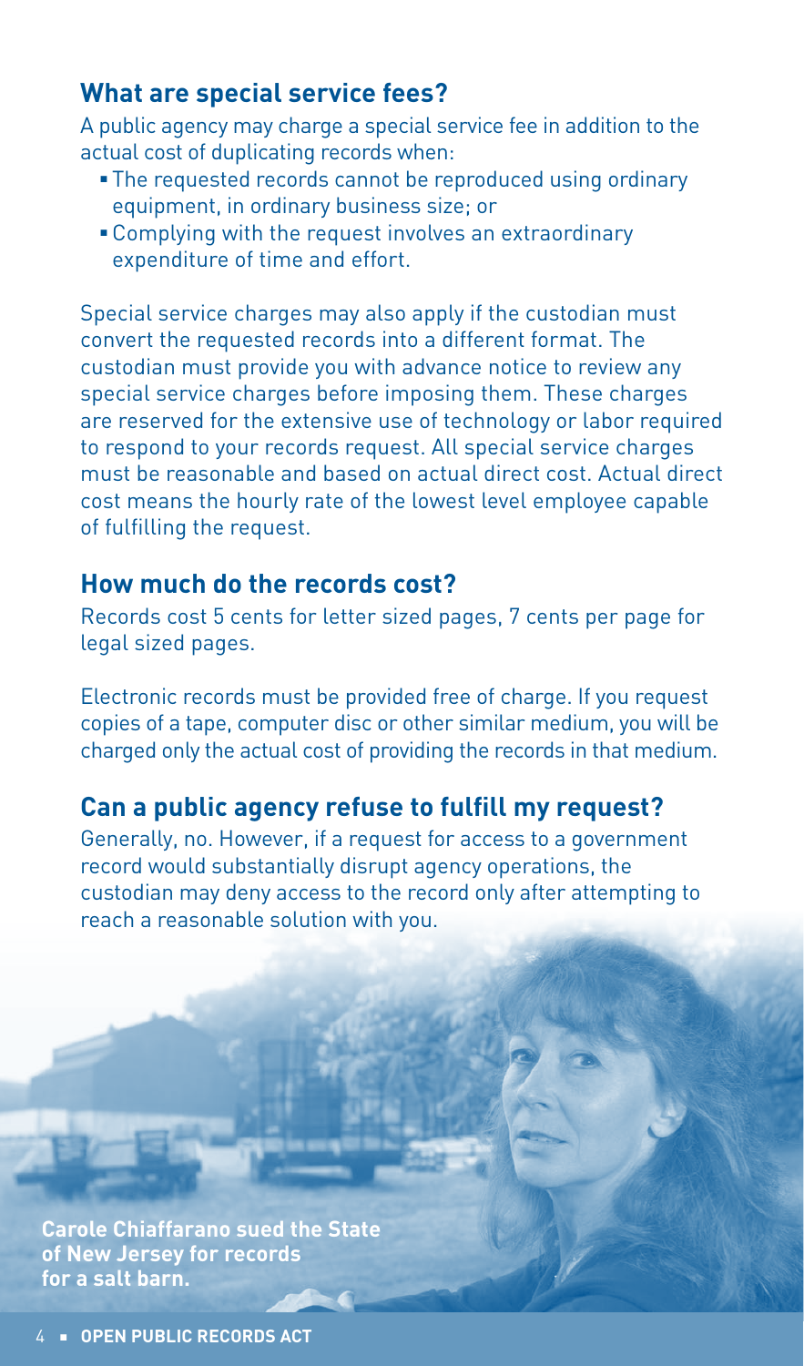## What are special service fees?

A public agency may charge a special service fee in addition to the actual cost of duplicating records when:

- The requested records cannot be reproduced using ordinary equipment, in ordinary business size; or
- Complying with the request involves an extraordinary expenditure of time and effort.

Special service charges may also apply if the custodian must convert the requested records into a different format. The custodian must provide you with advance notice to review any special service charges before imposing them. These charges are reserved for the extensive use of technology or labor required to respond to your records request. All special service charges must be reasonable and based on actual direct cost. Actual direct cost means the hourly rate of the lowest level employee capable of fulfilling the request.

## How much do the records cost?

Records cost 5 cents for letter sized pages, 7 cents per page for legal sized pages.

Electronic records must be provided free of charge. If you request copies of a tape, computer disc or other similar medium, you will be charged only the actual cost of providing the records in that medium.

## Can a public agency refuse to fulfill my request?

Generally, no. However, if a request for access to a government record would substantially disrupt agency operations, the custodian may deny access to the record only after attempting to reach a reasonable solution with you.

**Carole Chiaffarano sued the State of New Jersey for records for a salt barn.**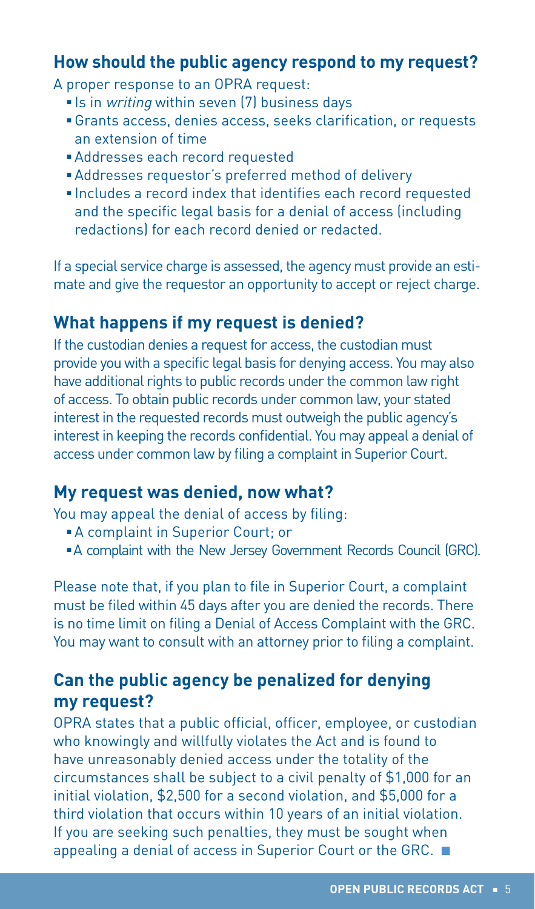## How should the public agency respond to my request?

A proper response to an OPRA request:

- Is in *writing* within seven (7) business days
- Grants access, denies access, seeks clarification, or requests an extension of time
- Addresses each record requested
- Addresses requestor's preferred method of delivery
- Includes a record index that identifies each record requested and the specific legal basis for a denial of access (including redactions) for each record denied or redacted.

If a special service charge is assessed, the agency must provide an estimate and give the requestor an opportunity to accept or reject charge.

## What happens if my request is denied?

If the custodian denies a request for access, the custodian must provide you with a specific legal basis for denying access. You may also have additional rights to public records under the common law right of access. To obtain public records under common law, your stated interest in the requested records must outweigh the public agency's interest in keeping the records confidential. You may appeal a denial of access under common law by filing a complaint in Superior Court.

## My request was denied, now what?

You may appeal the denial of access by filing:

- A complaint in Superior Court; or
- A complaint with the New Jersey Government Records Council (GRC).

Please note that, if you plan to file in Superior Court, a complaint must be filed within 45 days after you are denied the records. There is no time limit on filing a Denial of Access Complaint with the GRC. You may want to consult with an attorney prior to filing a complaint.

## Can the public agency be penalized for denying my request?

OPRA states that a public official, officer, employee, or custodian who knowingly and willfully violates the Act and is found to have unreasonably denied access under the totality of the circumstances shall be subject to a civil penalty of $1,000 for an initial violation, $2,500 for a second violation, and $5,000 for a third violation that occurs within 10 years of an initial violation. If you are seeking such penalties, they must be sought when appealing a denial of access in Superior Court or the GRC.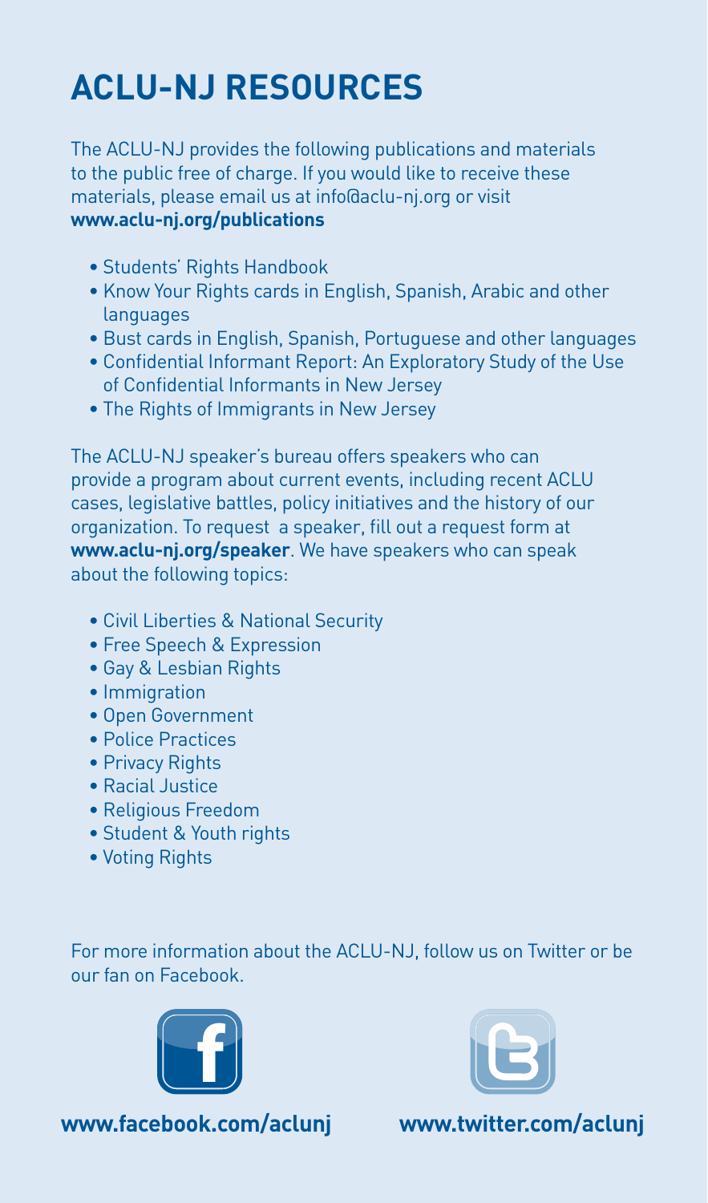# ACLU-NJ RESOURCES

The ACLU-NJ provides the following publications and materials to the public free of charge. If you would like to receive these materials, please email us at info@aclu-nj.org or visit **www.aclu-nj.org/publications**

- Students' Rights Handbook
- Know Your Rights cards in English, Spanish, Arabic and other languages
- Bust cards in English, Spanish, Portuguese and other languages
- Confidential Informant Report: An Exploratory Study of the Use of Confidential Informants in New Jersey
- The Rights of Immigrants in New Jersey

The ACLU-NJ speaker's bureau offers speakers who can provide a program about current events, including recent ACLU cases, legislative battles, policy initiatives and the history of our organization. To request a speaker, fill out a request form at **www.aclu-nj.org/speaker**. We have speakers who can speak about the following topics:

- Civil Liberties & National Security
- Free Speech & Expression
- Gay & Lesbian Rights
- Immigration
- Open Government
- Police Practices
- Privacy Rights
- Racial Justice
- Religious Freedom
- Student & Youth rights
- Voting Rights

For more information about the ACLU-NJ, follow us on Twitter or be our fan on Facebook.

**www.facebook.com/aclunj** **www.twitter.com/aclunj**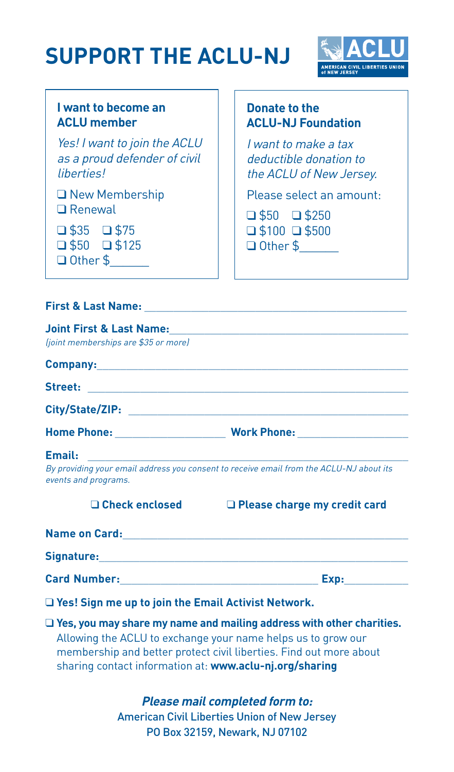# SUPPORT THE ACLU-NJ

AMERICAN CIVIL LIBERTIES UNION of NEW JERSEY

### I want to become an ACLU member

*Yes! I want to join the ACLU as a proud defender of civil liberties!*

- ❑ New Membership
- ❑ Renewal

❑ $35 ❑ $75
❑ $50 ❑ $125
❑ Other $______

### Donate to the ACLU-NJ Foundation

*I want to make a tax deductible donation to the ACLU of New Jersey.*

Please select an amount:

❑ $50 ❑ $250
❑ $100 ❑ $500
❑ Other $______

**First & Last Name:** ____________________________________________

**Joint First & Last Name:** ____________________________________________
*(joint memberships are $35 or more)*

**Company:** ____________________________________________

**Street:** ____________________________________________

**City/State/ZIP:** ____________________________________________

**Home Phone:** ____________________ **Work Phone:** ____________________

**Email:** ____________________________________________
*By providing your email address you consent to receive email from the ACLU-NJ about its events and programs.*

**❑ Check enclosed** **❑ Please charge my credit card**

**Name on Card:** ____________________________________________

**Signature:** ____________________________________________

**Card Number:** ________________________________ **Exp:** ___________

**❑ Yes! Sign me up to join the Email Activist Network.**

**❑ Yes, you may share my name and mailing address with other charities.**
Allowing the ACLU to exchange your name helps us to grow our membership and better protect civil liberties. Find out more about sharing contact information at: **www.aclu-nj.org/sharing**

***Please mail completed form to:***
American Civil Liberties Union of New Jersey
PO Box 32159, Newark, NJ 07102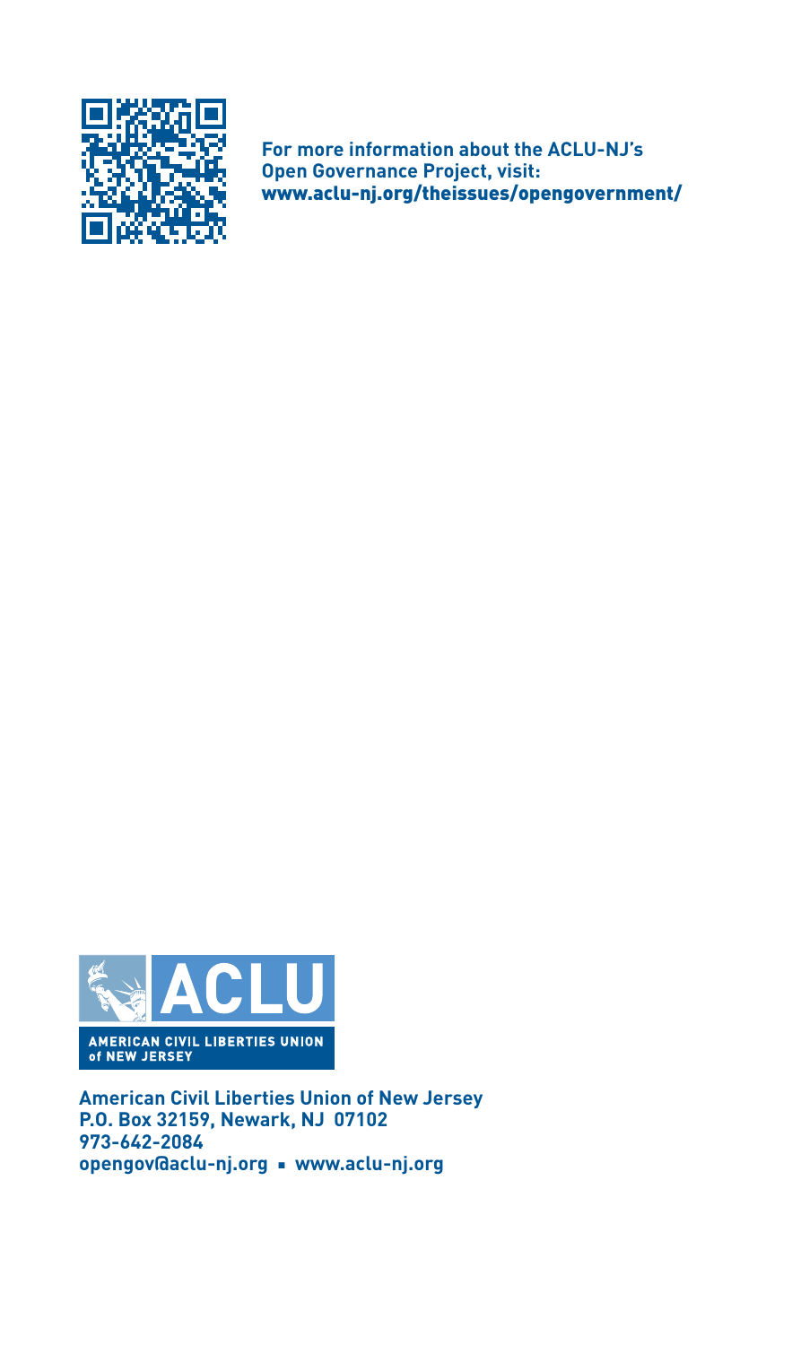For more information about the ACLU-NJ's Open Governance Project, visit:
www.aclu-nj.org/theissues/opengovernment/

AMERICAN CIVIL LIBERTIES UNION of NEW JERSEY

**American Civil Liberties Union of New Jersey**
**P.O. Box 32159, Newark, NJ 07102**
**973-642-2084**
**opengov@aclu-nj.org ▪ www.aclu-nj.org**